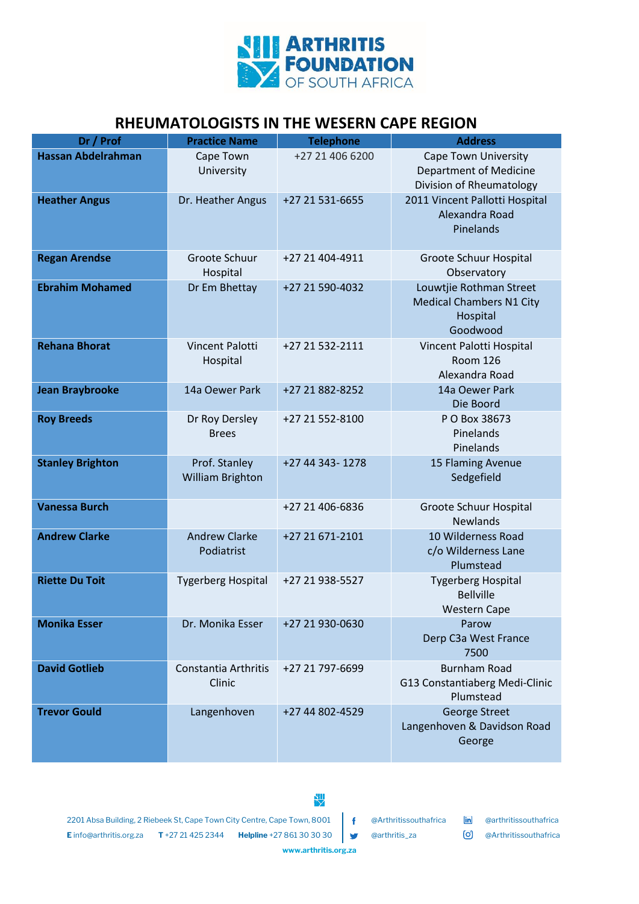# RHEUMATOLOGISTS IN THE WESERN CAPE REGION

| Dr / Prof | Practice Name | Telephone | Address |
|---|---|---|---|
| **Hassan Abdelrahman** | Cape Town University | +27 21 406 6200 | Cape Town University Department of Medicine Division of Rheumatology |
| **Heather Angus** | Dr. Heather Angus | +27 21 531-6655 | 2011 Vincent Pallotti Hospital Alexandra Road Pinelands |
| **Regan Arendse** | Groote Schuur Hospital | +27 21 404-4911 | Groote Schuur Hospital Observatory |
| **Ebrahim Mohamed** | Dr Em Bhettay | +27 21 590-4032 | Louwtjie Rothman Street Medical Chambers N1 City Hospital Goodwood |
| **Rehana Bhorat** | Vincent Palotti Hospital | +27 21 532-2111 | Vincent Palotti Hospital Room 126 Alexandra Road |
| **Jean Braybrooke** | 14a Oewer Park | +27 21 882-8252 | 14a Oewer Park Die Boord |
| **Roy Breeds** | Dr Roy Dersley Brees | +27 21 552-8100 | P O Box 38673 Pinelands Pinelands |
| **Stanley Brighton** | Prof. Stanley William Brighton | +27 44 343- 1278 | 15 Flaming Avenue Sedgefield |
| **Vanessa Burch** | | +27 21 406-6836 | Groote Schuur Hospital Newlands |
| **Andrew Clarke** | Andrew Clarke Podiatrist | +27 21 671-2101 | 10 Wilderness Road c/o Wilderness Lane Plumstead |
| **Riette Du Toit** | Tygerberg Hospital | +27 21 938-5527 | Tygerberg Hospital Bellville Western Cape |
| **Monika Esser** | Dr. Monika Esser | +27 21 930-0630 | Parow Derp C3a West France 7500 |
| **David Gotlieb** | Constantia Arthritis Clinic | +27 21 797-6699 | Burnham Road G13 Constantiaberg Medi-Clinic Plumstead |
| **Trevor Gould** | Langenhoven | +27 44 802-4529 | George Street Langenhoven & Davidson Road George |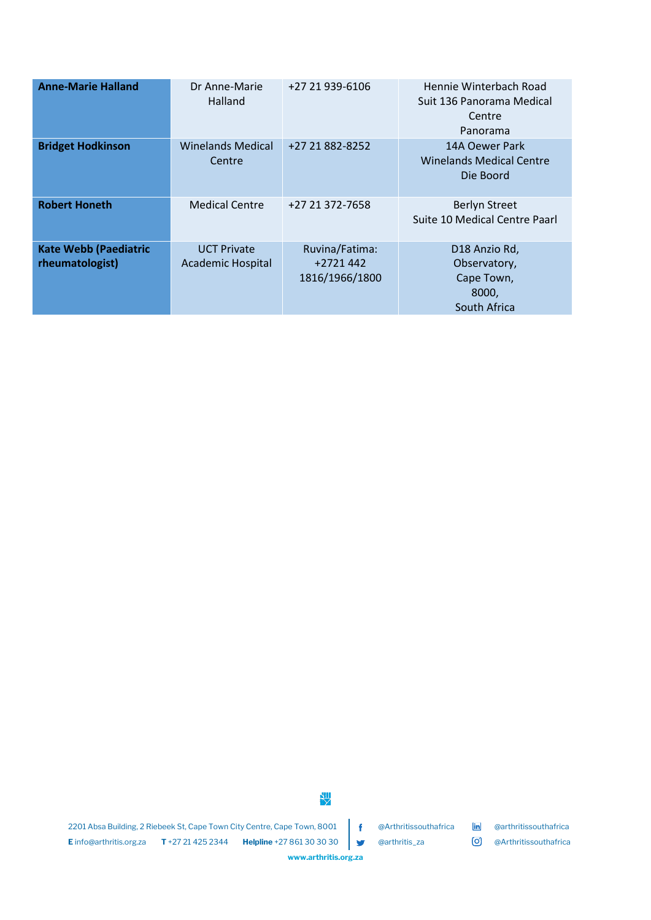| | | | |
|---|---|---|---|
| **Anne-Marie Halland** | Dr Anne-Marie Halland | +27 21 939-6106 | Hennie Winterbach Road Suit 136 Panorama Medical Centre Panorama |
| **Bridget Hodkinson** | Winelands Medical Centre | +27 21 882-8252 | 14A Oewer Park Winelands Medical Centre Die Boord |
| **Robert Honeth** | Medical Centre | +27 21 372-7658 | Berlyn Street Suite 10 Medical Centre Paarl |
| **Kate Webb (Paediatric rheumatologist)** | UCT Private Academic Hospital | Ruvina/Fatima: +2721 442 1816/1966/1800 | D18 Anzio Rd, Observatory, Cape Town, 8000, South Africa |

2201 Absa Building, 2 Riebeek St, Cape Town City Centre, Cape Town, 8001
**E** info@arthritis.org.za **T** +27 21 425 2344 **Helpline** +27 861 30 30 30
@Arthritissouthafrica @arthritis_za @arthritissouthafrica @Arthritissouthafrica
**www.arthritis.org.za**